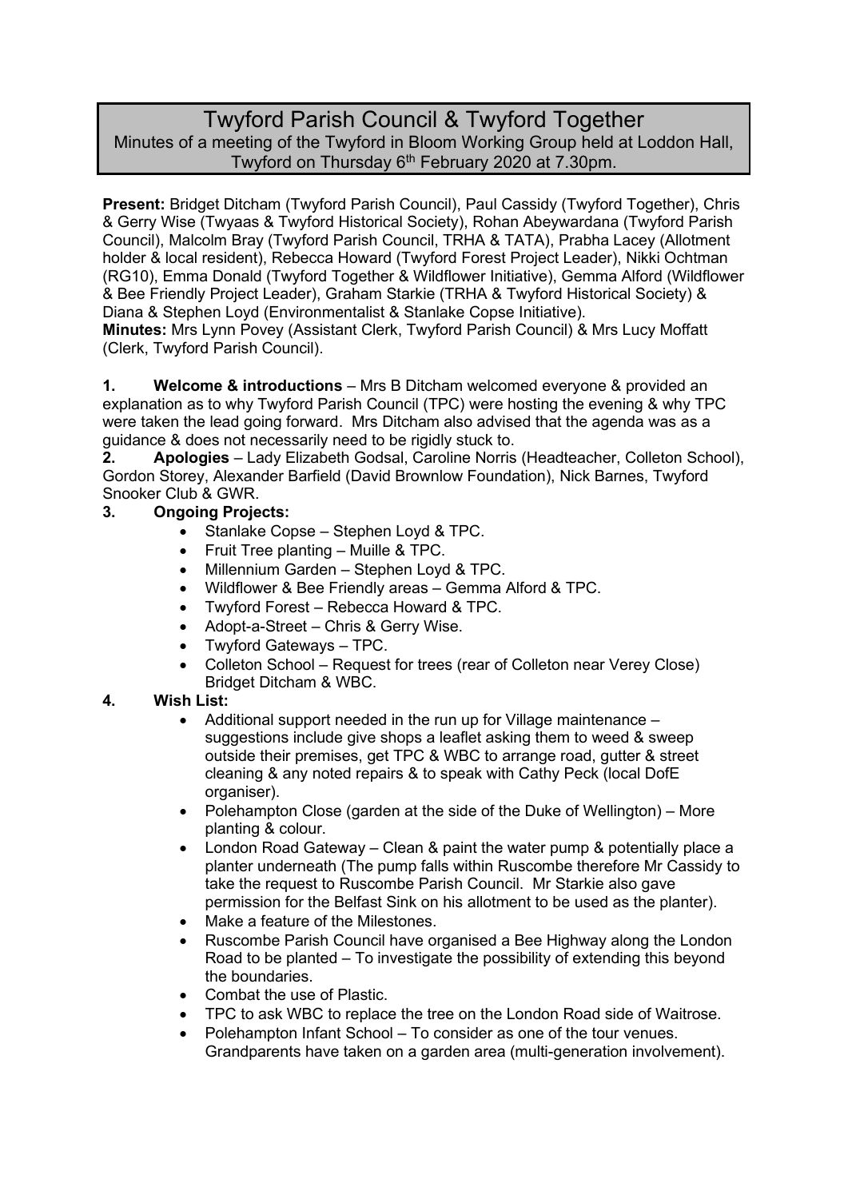# Twyford Parish Council & Twyford Together

Minutes of a meeting of the Twyford in Bloom Working Group held at Loddon Hall, Twyford on Thursday 6th February 2020 at 7.30pm.

**Present:** Bridget Ditcham (Twyford Parish Council), Paul Cassidy (Twyford Together), Chris & Gerry Wise (Twyaas & Twyford Historical Society), Rohan Abeywardana (Twyford Parish Council), Malcolm Bray (Twyford Parish Council, TRHA & TATA), Prabha Lacey (Allotment holder & local resident), Rebecca Howard (Twyford Forest Project Leader), Nikki Ochtman (RG10), Emma Donald (Twyford Together & Wildflower Initiative), Gemma Alford (Wildflower & Bee Friendly Project Leader), Graham Starkie (TRHA & Twyford Historical Society) & Diana & Stephen Loyd (Environmentalist & Stanlake Copse Initiative).

**Minutes:** Mrs Lynn Povey (Assistant Clerk, Twyford Parish Council) & Mrs Lucy Moffatt (Clerk, Twyford Parish Council).

**1. Welcome & introductions** – Mrs B Ditcham welcomed everyone & provided an explanation as to why Twyford Parish Council (TPC) were hosting the evening & why TPC were taken the lead going forward. Mrs Ditcham also advised that the agenda was as a guidance & does not necessarily need to be rigidly stuck to.

**2. Apologies** – Lady Elizabeth Godsal, Caroline Norris (Headteacher, Colleton School), Gordon Storey, Alexander Barfield (David Brownlow Foundation), Nick Barnes, Twyford Snooker Club & GWR.

**3. Ongoing Projects:**

- Stanlake Copse – Stephen Loyd & TPC.
- Fruit Tree planting – Muille & TPC.
- Millennium Garden – Stephen Loyd & TPC.
- Wildflower & Bee Friendly areas – Gemma Alford & TPC.
- Twyford Forest – Rebecca Howard & TPC.
- Adopt-a-Street – Chris & Gerry Wise.
- Twyford Gateways – TPC.
- Colleton School – Request for trees (rear of Colleton near Verey Close) Bridget Ditcham & WBC.

**4. Wish List:**

- Additional support needed in the run up for Village maintenance – suggestions include give shops a leaflet asking them to weed & sweep outside their premises, get TPC & WBC to arrange road, gutter & street cleaning & any noted repairs & to speak with Cathy Peck (local DofE organiser).
- Polehampton Close (garden at the side of the Duke of Wellington) – More planting & colour.
- London Road Gateway – Clean & paint the water pump & potentially place a planter underneath (The pump falls within Ruscombe therefore Mr Cassidy to take the request to Ruscombe Parish Council. Mr Starkie also gave permission for the Belfast Sink on his allotment to be used as the planter).
- Make a feature of the Milestones.
- Ruscombe Parish Council have organised a Bee Highway along the London Road to be planted – To investigate the possibility of extending this beyond the boundaries.
- Combat the use of Plastic.
- TPC to ask WBC to replace the tree on the London Road side of Waitrose.
- Polehampton Infant School – To consider as one of the tour venues. Grandparents have taken on a garden area (multi-generation involvement).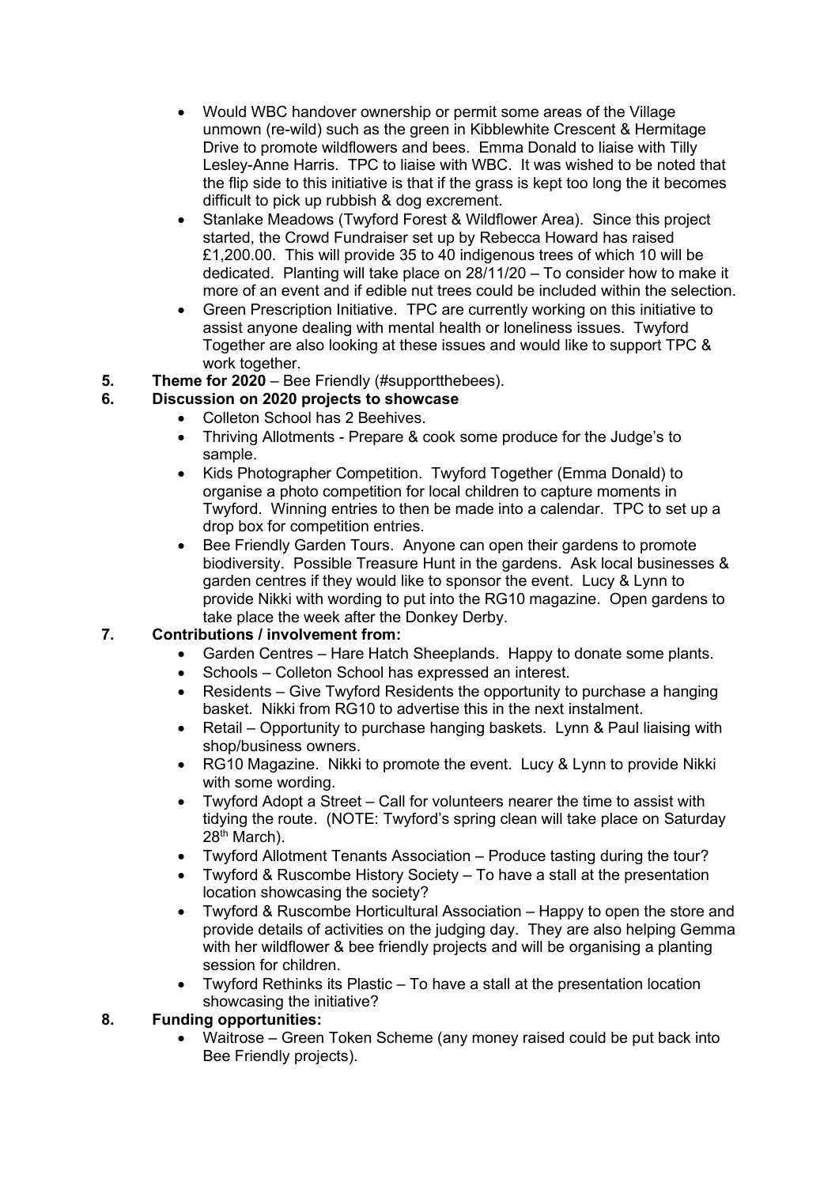- Would WBC handover ownership or permit some areas of the Village unmown (re-wild) such as the green in Kibblewhite Crescent & Hermitage Drive to promote wildflowers and bees. Emma Donald to liaise with Tilly Lesley-Anne Harris. TPC to liaise with WBC. It was wished to be noted that the flip side to this initiative is that if the grass is kept too long the it becomes difficult to pick up rubbish & dog excrement.
- Stanlake Meadows (Twyford Forest & Wildflower Area). Since this project started, the Crowd Fundraiser set up by Rebecca Howard has raised £1,200.00. This will provide 35 to 40 indigenous trees of which 10 will be dedicated. Planting will take place on 28/11/20 – To consider how to make it more of an event and if edible nut trees could be included within the selection.
- Green Prescription Initiative. TPC are currently working on this initiative to assist anyone dealing with mental health or loneliness issues. Twyford Together are also looking at these issues and would like to support TPC & work together.

**5. Theme for 2020** – Bee Friendly (#supportthebees).

**6. Discussion on 2020 projects to showcase**

- Colleton School has 2 Beehives.
- Thriving Allotments - Prepare & cook some produce for the Judge's to sample.
- Kids Photographer Competition. Twyford Together (Emma Donald) to organise a photo competition for local children to capture moments in Twyford. Winning entries to then be made into a calendar. TPC to set up a drop box for competition entries.
- Bee Friendly Garden Tours. Anyone can open their gardens to promote biodiversity. Possible Treasure Hunt in the gardens. Ask local businesses & garden centres if they would like to sponsor the event. Lucy & Lynn to provide Nikki with wording to put into the RG10 magazine. Open gardens to take place the week after the Donkey Derby.

**7. Contributions / involvement from:**

- Garden Centres – Hare Hatch Sheeplands. Happy to donate some plants.
- Schools – Colleton School has expressed an interest.
- Residents – Give Twyford Residents the opportunity to purchase a hanging basket. Nikki from RG10 to advertise this in the next instalment.
- Retail – Opportunity to purchase hanging baskets. Lynn & Paul liaising with shop/business owners.
- RG10 Magazine. Nikki to promote the event. Lucy & Lynn to provide Nikki with some wording.
- Twyford Adopt a Street – Call for volunteers nearer the time to assist with tidying the route. (NOTE: Twyford's spring clean will take place on Saturday 28th March).
- Twyford Allotment Tenants Association – Produce tasting during the tour?
- Twyford & Ruscombe History Society – To have a stall at the presentation location showcasing the society?
- Twyford & Ruscombe Horticultural Association – Happy to open the store and provide details of activities on the judging day. They are also helping Gemma with her wildflower & bee friendly projects and will be organising a planting session for children.
- Twyford Rethinks its Plastic – To have a stall at the presentation location showcasing the initiative?

**8. Funding opportunities:**

- Waitrose – Green Token Scheme (any money raised could be put back into Bee Friendly projects).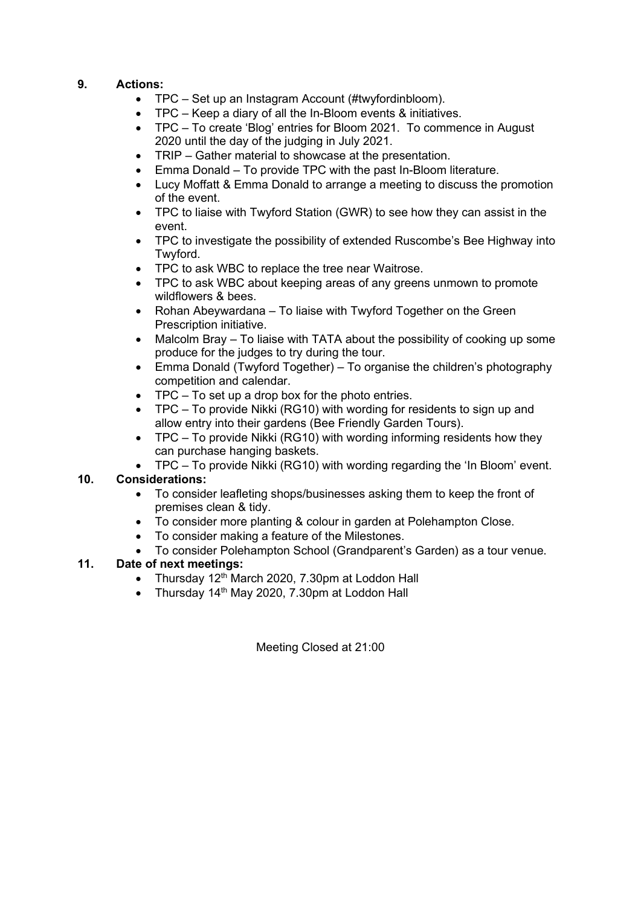**9. Actions:**

- TPC – Set up an Instagram Account (#twyfordinbloom).
- TPC – Keep a diary of all the In-Bloom events & initiatives.
- TPC – To create 'Blog' entries for Bloom 2021. To commence in August 2020 until the day of the judging in July 2021.
- TRIP – Gather material to showcase at the presentation.
- Emma Donald – To provide TPC with the past In-Bloom literature.
- Lucy Moffatt & Emma Donald to arrange a meeting to discuss the promotion of the event.
- TPC to liaise with Twyford Station (GWR) to see how they can assist in the event.
- TPC to investigate the possibility of extended Ruscombe's Bee Highway into Twyford.
- TPC to ask WBC to replace the tree near Waitrose.
- TPC to ask WBC about keeping areas of any greens unmown to promote wildflowers & bees.
- Rohan Abeywardana – To liaise with Twyford Together on the Green Prescription initiative.
- Malcolm Bray – To liaise with TATA about the possibility of cooking up some produce for the judges to try during the tour.
- Emma Donald (Twyford Together) – To organise the children's photography competition and calendar.
- TPC – To set up a drop box for the photo entries.
- TPC – To provide Nikki (RG10) with wording for residents to sign up and allow entry into their gardens (Bee Friendly Garden Tours).
- TPC – To provide Nikki (RG10) with wording informing residents how they can purchase hanging baskets.
- TPC – To provide Nikki (RG10) with wording regarding the 'In Bloom' event.

**10. Considerations:**

- To consider leafleting shops/businesses asking them to keep the front of premises clean & tidy.
- To consider more planting & colour in garden at Polehampton Close.
- To consider making a feature of the Milestones.
- To consider Polehampton School (Grandparent's Garden) as a tour venue.

**11. Date of next meetings:**

- Thursday 12th March 2020, 7.30pm at Loddon Hall
- Thursday 14th May 2020, 7.30pm at Loddon Hall

Meeting Closed at 21:00